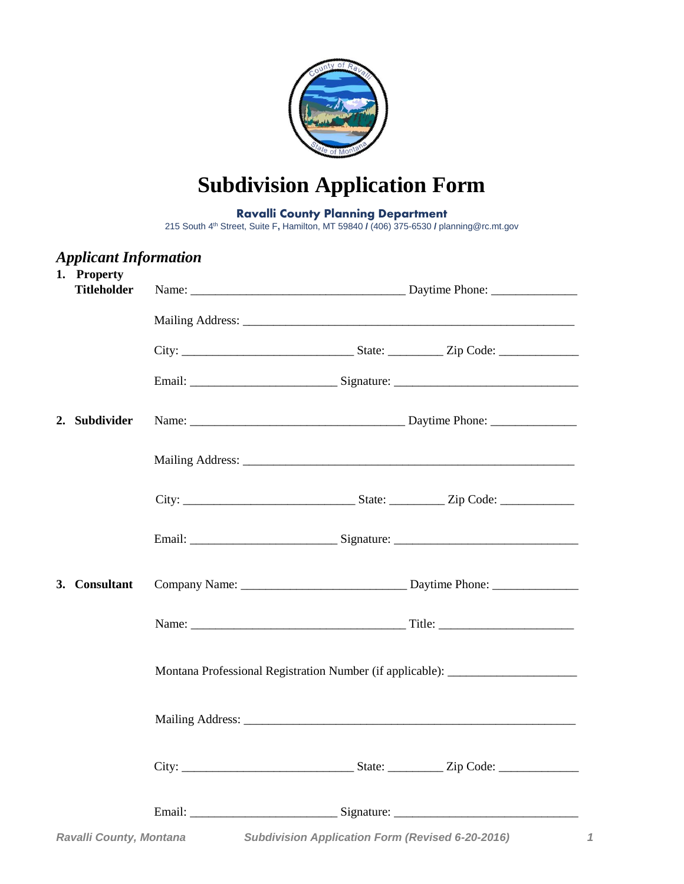# Subdivision Application Form

**Ravalli County Planning Department**

215 South 4th Street, Suite F, Hamilton, MT 59840 / (406) 375-6530 / planning@rc.mt.gov

## *Applicant Information*

**1. Property Titleholder**

Name: ___________________________________ Daytime Phone: ______________

Mailing Address: ______________________________________________________

City: ____________________________ State: _________ Zip Code: _____________

Email: ________________________ Signature: ______________________________

**2. Subdivider**

Name: ___________________________________ Daytime Phone: ______________

Mailing Address: ______________________________________________________

City: ____________________________ State: _________ Zip Code: ____________

Email: ________________________ Signature: ______________________________

**3. Consultant**

Company Name: ___________________________ Daytime Phone: ______________

Name: ___________________________________ Title: ______________________

Montana Professional Registration Number (if applicable): _____________________

Mailing Address: ______________________________________________________

City: ____________________________ State: _________ Zip Code: _____________

Email: ________________________ Signature: ______________________________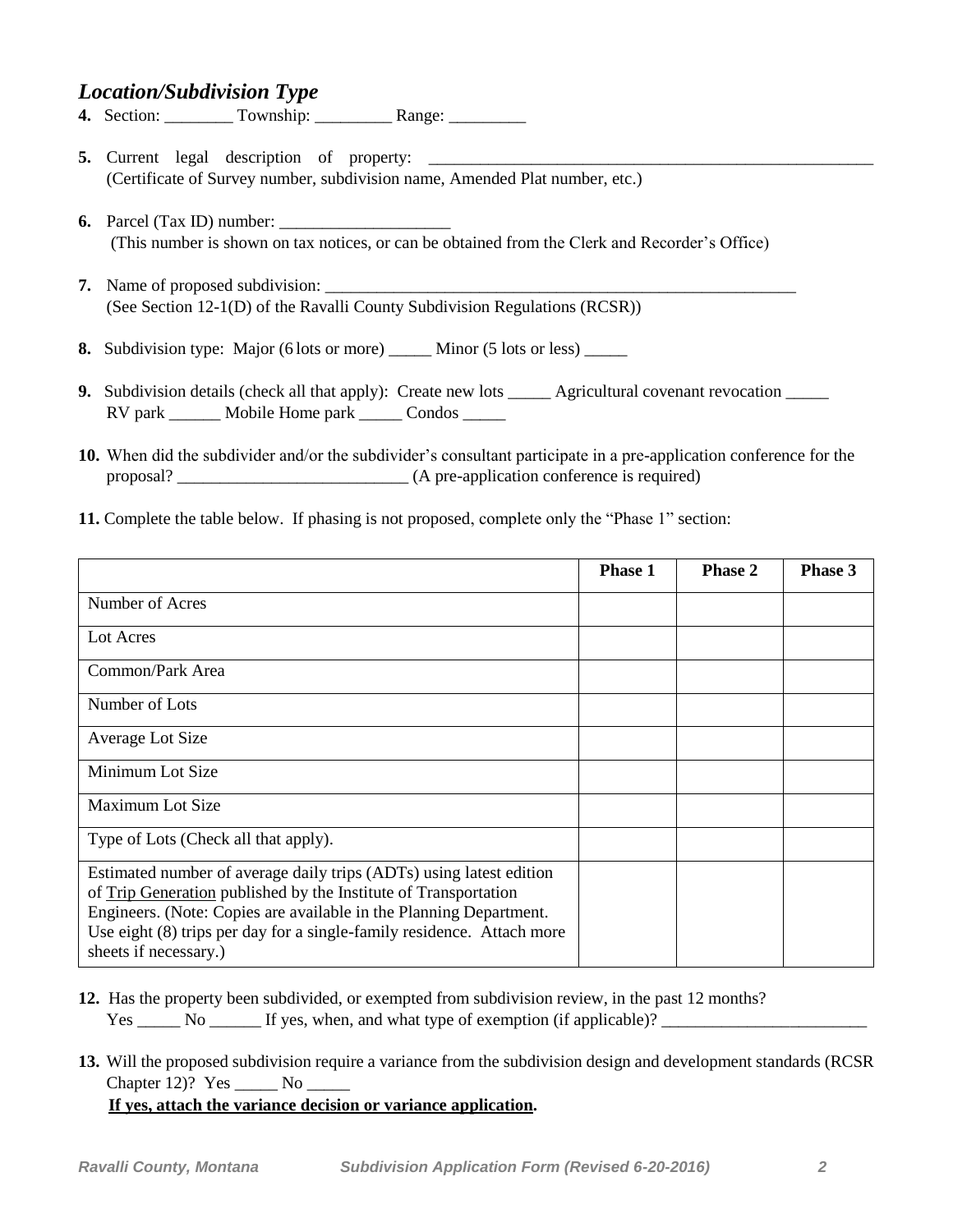## *Location/Subdivision Type*

**4.** Section: ________ Township: _________ Range: _________

**5.** Current legal description of property: _______________________________________________________
(Certificate of Survey number, subdivision name, Amended Plat number, etc.)

**6.** Parcel (Tax ID) number: ____________________
(This number is shown on tax notices, or can be obtained from the Clerk and Recorder's Office)

**7.** Name of proposed subdivision: ___________________________________________________________
(See Section 12-1(D) of the Ravalli County Subdivision Regulations (RCSR))

**8.** Subdivision type: Major (6 lots or more) _____ Minor (5 lots or less) _____

**9.** Subdivision details (check all that apply): Create new lots _____ Agricultural covenant revocation _____
RV park ______ Mobile Home park _____ Condos _____

**10.** When did the subdivider and/or the subdivider's consultant participate in a pre-application conference for the proposal? ___________________________ (A pre-application conference is required)

**11.** Complete the table below. If phasing is not proposed, complete only the "Phase 1" section:

| | **Phase 1** | **Phase 2** | **Phase 3** |
|---|---|---|---|
| Number of Acres | | | |
| Lot Acres | | | |
| Common/Park Area | | | |
| Number of Lots | | | |
| Average Lot Size | | | |
| Minimum Lot Size | | | |
| Maximum Lot Size | | | |
| Type of Lots (Check all that apply). | | | |
| Estimated number of average daily trips (ADTs) using latest edition of Trip Generation published by the Institute of Transportation Engineers. (Note: Copies are available in the Planning Department. Use eight (8) trips per day for a single-family residence. Attach more sheets if necessary.) | | | |

**12.** Has the property been subdivided, or exempted from subdivision review, in the past 12 months?
Yes _____ No ______ If yes, when, and what type of exemption (if applicable)? ________________________

**13.** Will the proposed subdivision require a variance from the subdivision design and development standards (RCSR Chapter 12)? Yes _____ No _____
**If yes, attach the variance decision or variance application.**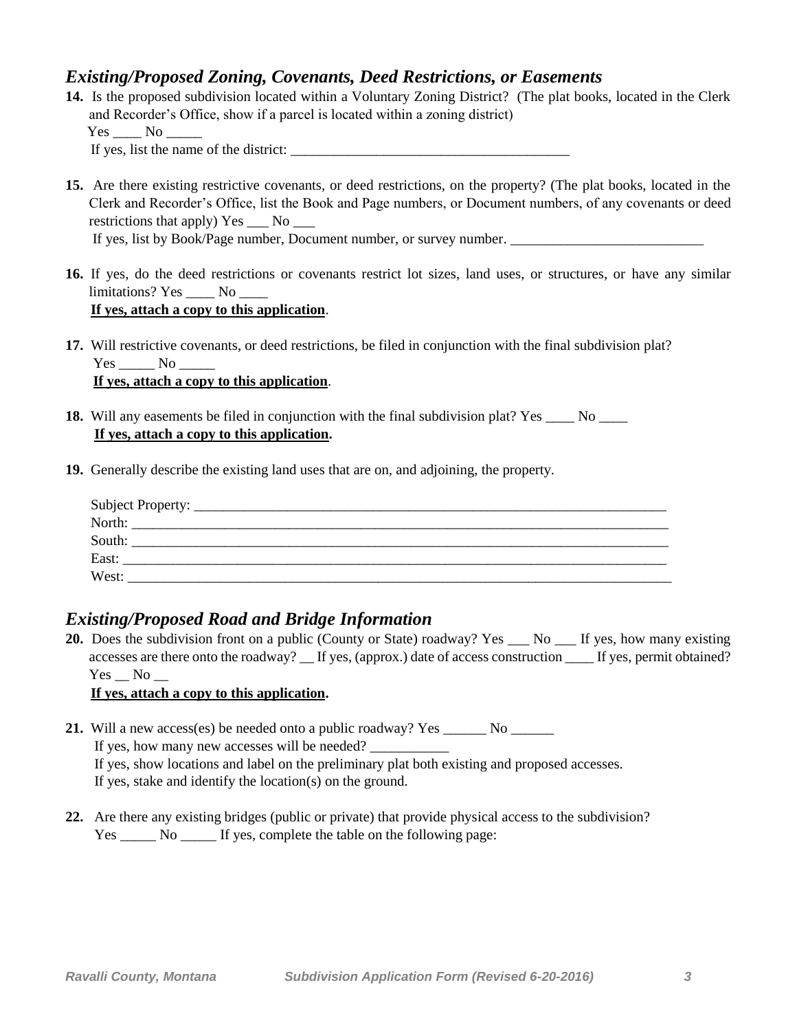## *Existing/Proposed Zoning, Covenants, Deed Restrictions, or Easements*

**14.** Is the proposed subdivision located within a Voluntary Zoning District? (The plat books, located in the Clerk and Recorder's Office, show if a parcel is located within a zoning district)
Yes ____ No _____
If yes, list the name of the district: ________________________________________

**15.** Are there existing restrictive covenants, or deed restrictions, on the property? (The plat books, located in the Clerk and Recorder's Office, list the Book and Page numbers, or Document numbers, of any covenants or deed restrictions that apply) Yes ___ No ___
If yes, list by Book/Page number, Document number, or survey number. ___________________________

**16.** If yes, do the deed restrictions or covenants restrict lot sizes, land uses, or structures, or have any similar limitations? Yes ____ No ____
**<u>If yes, attach a copy to this application</u>**.

**17.** Will restrictive covenants, or deed restrictions, be filed in conjunction with the final subdivision plat?
Yes _____ No _____
**<u>If yes, attach a copy to this application</u>**.

**18.** Will any easements be filed in conjunction with the final subdivision plat? Yes ____ No ____
**<u>If yes, attach a copy to this application</u>.**

**19.** Generally describe the existing land uses that are on, and adjoining, the property.

Subject Property: ______________________________________________________________________
North: _______________________________________________________________________________
South: _______________________________________________________________________________
East: ________________________________________________________________________________
West: ________________________________________________________________________________

## *Existing/Proposed Road and Bridge Information*

**20.** Does the subdivision front on a public (County or State) roadway? Yes ___ No ___ If yes, how many existing accesses are there onto the roadway? __ If yes, (approx.) date of access construction ____ If yes, permit obtained? Yes __ No __
**<u>If yes, attach a copy to this application</u>.**

**21.** Will a new access(es) be needed onto a public roadway? Yes ______ No ______
If yes, how many new accesses will be needed? ___________
If yes, show locations and label on the preliminary plat both existing and proposed accesses.
If yes, stake and identify the location(s) on the ground.

**22.** Are there any existing bridges (public or private) that provide physical access to the subdivision?
Yes _____ No _____ If yes, complete the table on the following page: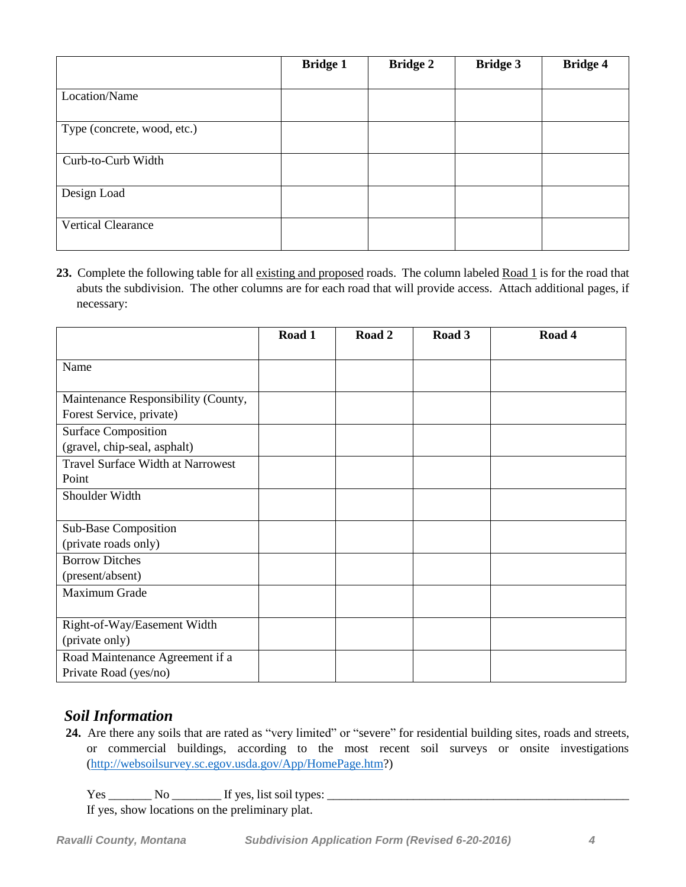| | Bridge 1 | Bridge 2 | Bridge 3 | Bridge 4 |
|---|---|---|---|---|
| Location/Name | | | | |
| Type (concrete, wood, etc.) | | | | |
| Curb-to-Curb Width | | | | |
| Design Load | | | | |
| Vertical Clearance | | | | |

**23.** Complete the following table for all existing and proposed roads. The column labeled Road 1 is for the road that abuts the subdivision. The other columns are for each road that will provide access. Attach additional pages, if necessary:

| | Road 1 | Road 2 | Road 3 | Road 4 |
|---|---|---|---|---|
| Name | | | | |
| Maintenance Responsibility (County, Forest Service, private) | | | | |
| Surface Composition (gravel, chip-seal, asphalt) | | | | |
| Travel Surface Width at Narrowest Point | | | | |
| Shoulder Width | | | | |
| Sub-Base Composition (private roads only) | | | | |
| Borrow Ditches (present/absent) | | | | |
| Maximum Grade | | | | |
| Right-of-Way/Easement Width (private only) | | | | |
| Road Maintenance Agreement if a Private Road (yes/no) | | | | |

## *Soil Information*

**24.** Are there any soils that are rated as "very limited" or "severe" for residential building sites, roads and streets, or commercial buildings, according to the most recent soil surveys or onsite investigations (http://websoilsurvey.sc.egov.usda.gov/App/HomePage.htm?)

Yes _______ No ________ If yes, list soil types: ____________________________________________________
If yes, show locations on the preliminary plat.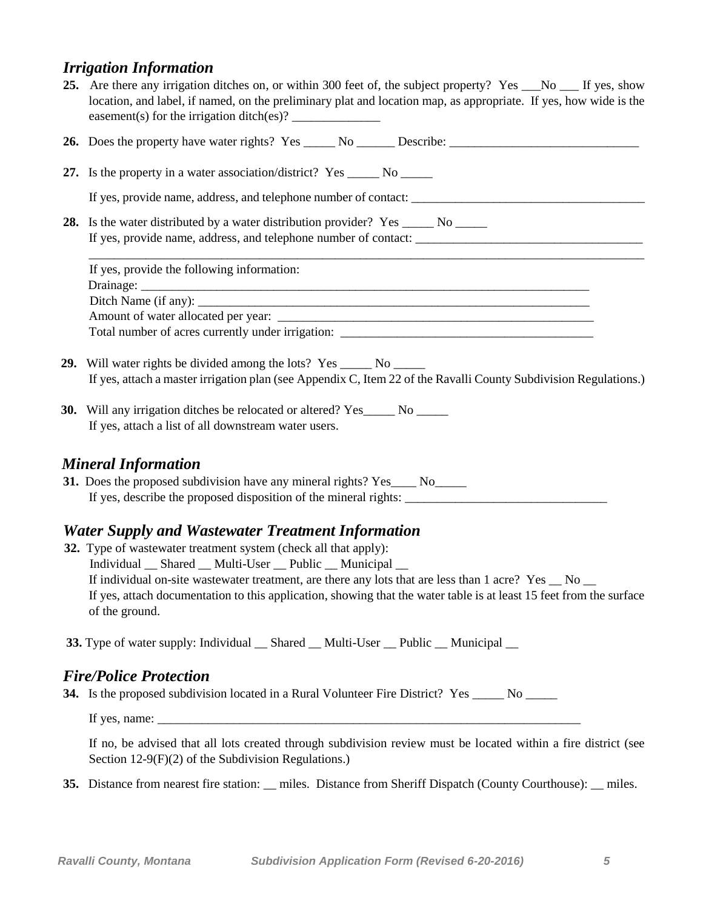## *Irrigation Information*

**25.** Are there any irrigation ditches on, or within 300 feet of, the subject property? Yes ___No ___ If yes, show location, and label, if named, on the preliminary plat and location map, as appropriate. If yes, how wide is the easement(s) for the irrigation ditch(es)? ______________

**26.** Does the property have water rights? Yes _____ No ______ Describe: ______________________________

**27.** Is the property in a water association/district? Yes _____ No _____

If yes, provide name, address, and telephone number of contact: _____________________________________

**28.** Is the water distributed by a water distribution provider? Yes _____ No _____
If yes, provide name, address, and telephone number of contact: ____________________________________
_____________________________________________________________________________________________

If yes, provide the following information:
Drainage: ____________________________________________________________________________
Ditch Name (if any): ___________________________________________________________________
Amount of water allocated per year: _____________________________________________________
Total number of acres currently under irrigation: ________________________________________

**29.** Will water rights be divided among the lots? Yes _____ No _____
If yes, attach a master irrigation plan (see Appendix C, Item 22 of the Ravalli County Subdivision Regulations.)

**30.** Will any irrigation ditches be relocated or altered? Yes_____ No _____
If yes, attach a list of all downstream water users.

## *Mineral Information*

**31.** Does the proposed subdivision have any mineral rights? Yes____ No_____
If yes, describe the proposed disposition of the mineral rights: ________________________________

## *Water Supply and Wastewater Treatment Information*

**32.** Type of wastewater treatment system (check all that apply):
Individual __ Shared __ Multi-User __ Public __ Municipal __
If individual on-site wastewater treatment, are there any lots that are less than 1 acre? Yes __ No __
If yes, attach documentation to this application, showing that the water table is at least 15 feet from the surface of the ground.

**33.** Type of water supply: Individual __ Shared __ Multi-User __ Public __ Municipal __

## *Fire/Police Protection*

**34.** Is the proposed subdivision located in a Rural Volunteer Fire District? Yes _____ No _____

If yes, name: ________________________________________________________________________

If no, be advised that all lots created through subdivision review must be located within a fire district (see Section 12-9(F)(2) of the Subdivision Regulations.)

**35.** Distance from nearest fire station: __ miles. Distance from Sheriff Dispatch (County Courthouse): __ miles.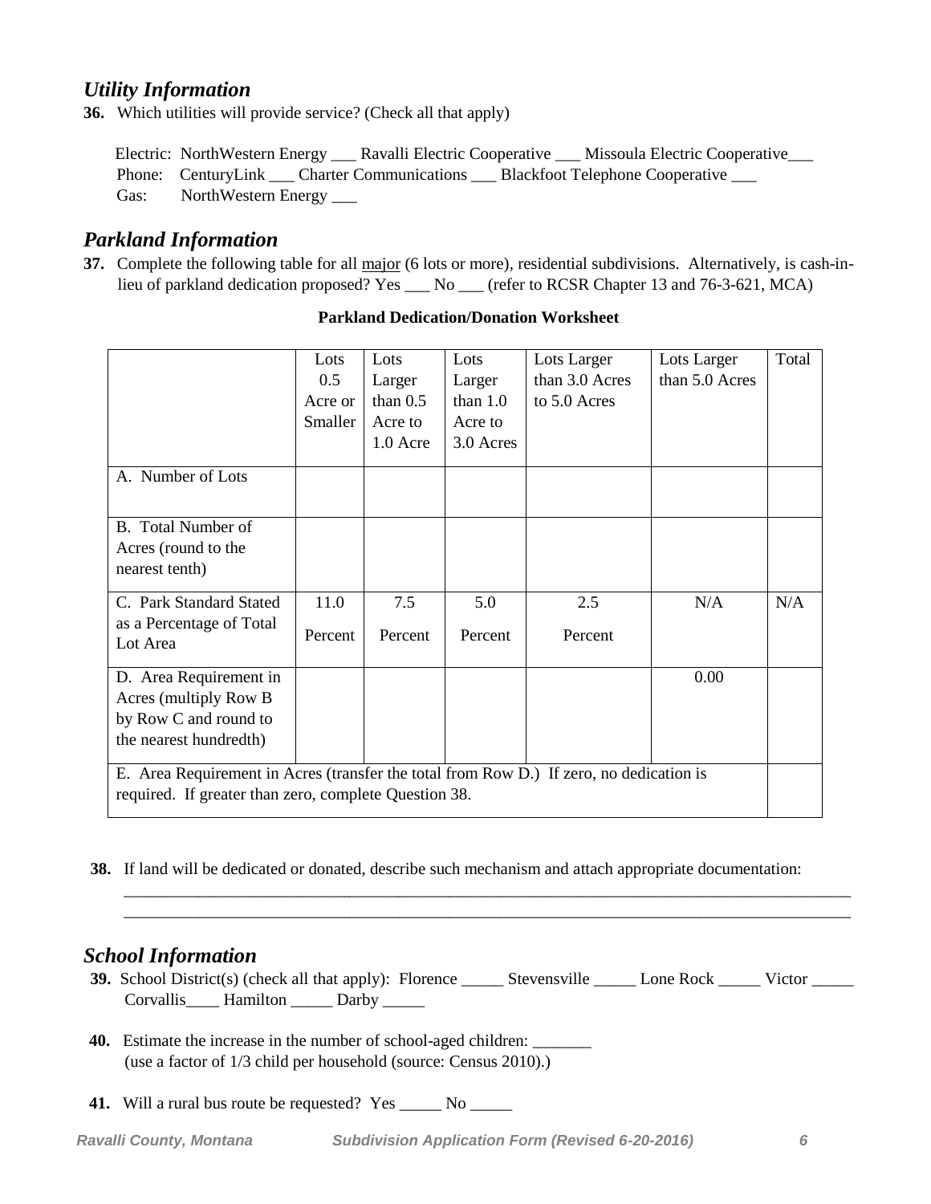## *Utility Information*

**36.** Which utilities will provide service? (Check all that apply)

Electric: NorthWestern Energy ___ Ravalli Electric Cooperative ___ Missoula Electric Cooperative___
Phone: CenturyLink ___ Charter Communications ___ Blackfoot Telephone Cooperative ___
Gas: NorthWestern Energy ___

## *Parkland Information*

**37.** Complete the following table for all major (6 lots or more), residential subdivisions. Alternatively, is cash-in-lieu of parkland dedication proposed? Yes ___ No ___ (refer to RCSR Chapter 13 and 76-3-621, MCA)

**Parkland Dedication/Donation Worksheet**

| | Lots 0.5 Acre or Smaller | Lots Larger than 0.5 Acre to 1.0 Acre | Lots Larger than 1.0 Acre to 3.0 Acres | Lots Larger than 3.0 Acres to 5.0 Acres | Lots Larger than 5.0 Acres | Total |
|---|---|---|---|---|---|---|
| A. Number of Lots | | | | | | |
| B. Total Number of Acres (round to the nearest tenth) | | | | | | |
| C. Park Standard Stated as a Percentage of Total Lot Area | 11.0 Percent | 7.5 Percent | 5.0 Percent | 2.5 Percent | N/A | N/A |
| D. Area Requirement in Acres (multiply Row B by Row C and round to the nearest hundredth) | | | | | 0.00 | |
| E. Area Requirement in Acres (transfer the total from Row D.) If zero, no dedication is required. If greater than zero, complete Question 38. | | | | | | |

**38.** If land will be dedicated or donated, describe such mechanism and attach appropriate documentation:
_______________________________________________________________________________
_______________________________________________________________________________

## *School Information*

**39.** School District(s) (check all that apply): Florence _____ Stevensville _____ Lone Rock _____ Victor _____ Corvallis____ Hamilton _____ Darby _____

**40.** Estimate the increase in the number of school-aged children: _______
(use a factor of 1/3 child per household (source: Census 2010).)

**41.** Will a rural bus route be requested? Yes _____ No _____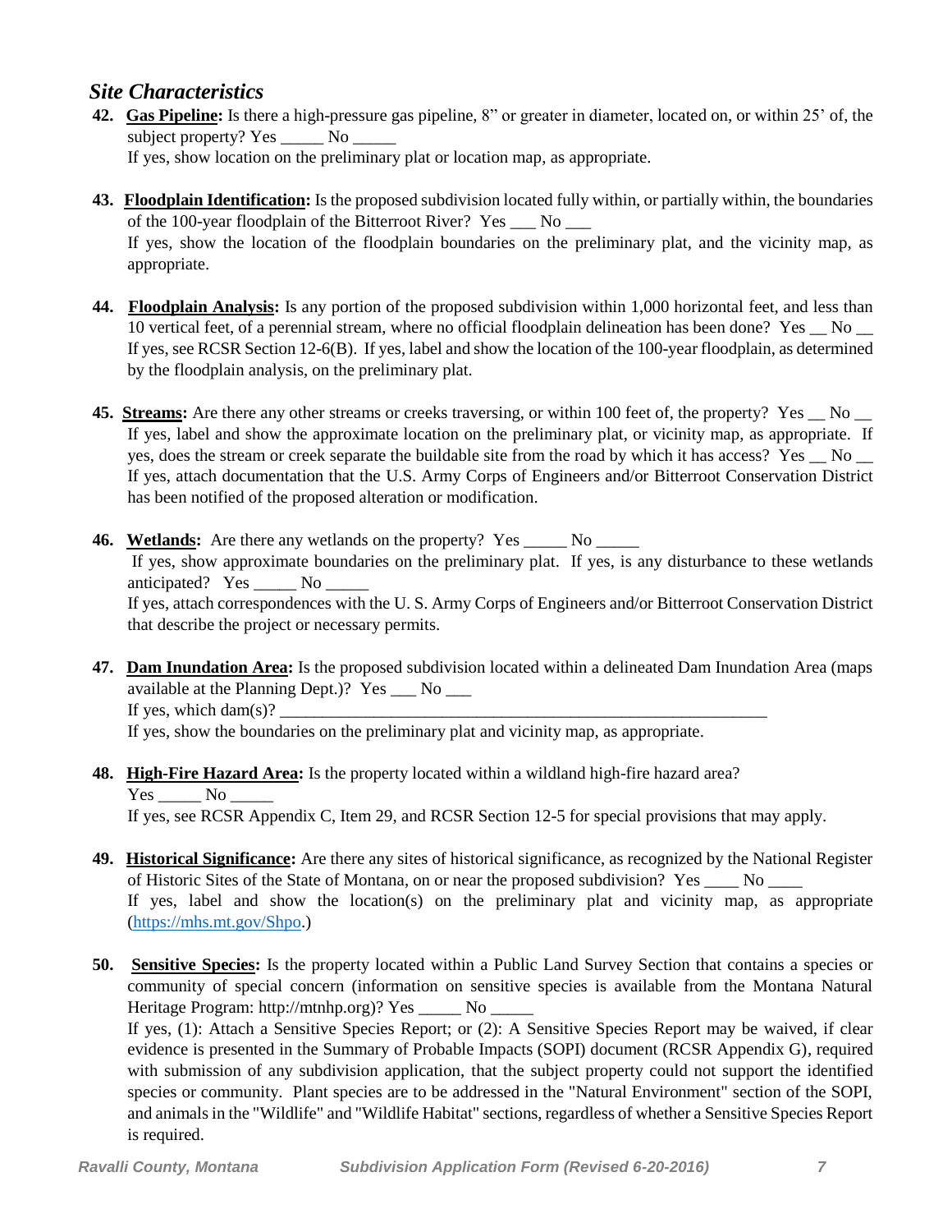## *Site Characteristics*

**42. Gas Pipeline:** Is there a high-pressure gas pipeline, 8" or greater in diameter, located on, or within 25' of, the subject property? Yes _____ No _____
If yes, show location on the preliminary plat or location map, as appropriate.

**43. Floodplain Identification:** Is the proposed subdivision located fully within, or partially within, the boundaries of the 100-year floodplain of the Bitterroot River? Yes ___ No ___
If yes, show the location of the floodplain boundaries on the preliminary plat, and the vicinity map, as appropriate.

**44. Floodplain Analysis:** Is any portion of the proposed subdivision within 1,000 horizontal feet, and less than 10 vertical feet, of a perennial stream, where no official floodplain delineation has been done? Yes __ No __
If yes, see RCSR Section 12-6(B). If yes, label and show the location of the 100-year floodplain, as determined by the floodplain analysis, on the preliminary plat.

**45. Streams:** Are there any other streams or creeks traversing, or within 100 feet of, the property? Yes __ No __
If yes, label and show the approximate location on the preliminary plat, or vicinity map, as appropriate. If yes, does the stream or creek separate the buildable site from the road by which it has access? Yes __ No __
If yes, attach documentation that the U.S. Army Corps of Engineers and/or Bitterroot Conservation District has been notified of the proposed alteration or modification.

**46. Wetlands:** Are there any wetlands on the property? Yes _____ No _____
If yes, show approximate boundaries on the preliminary plat. If yes, is any disturbance to these wetlands anticipated? Yes _____ No _____
If yes, attach correspondences with the U. S. Army Corps of Engineers and/or Bitterroot Conservation District that describe the project or necessary permits.

**47. Dam Inundation Area:** Is the proposed subdivision located within a delineated Dam Inundation Area (maps available at the Planning Dept.)? Yes ___ No ___
If yes, which dam(s)? ____________________________________________________________
If yes, show the boundaries on the preliminary plat and vicinity map, as appropriate.

**48. High-Fire Hazard Area:** Is the property located within a wildland high-fire hazard area?
Yes _____ No _____
If yes, see RCSR Appendix C, Item 29, and RCSR Section 12-5 for special provisions that may apply.

**49. Historical Significance:** Are there any sites of historical significance, as recognized by the National Register of Historic Sites of the State of Montana, on or near the proposed subdivision? Yes ____ No ____
If yes, label and show the location(s) on the preliminary plat and vicinity map, as appropriate (https://mhs.mt.gov/Shpo.)

**50. Sensitive Species:** Is the property located within a Public Land Survey Section that contains a species or community of special concern (information on sensitive species is available from the Montana Natural Heritage Program: http://mtnhp.org)? Yes _____ No _____
If yes, (1): Attach a Sensitive Species Report; or (2): A Sensitive Species Report may be waived, if clear evidence is presented in the Summary of Probable Impacts (SOPI) document (RCSR Appendix G), required with submission of any subdivision application, that the subject property could not support the identified species or community. Plant species are to be addressed in the "Natural Environment" section of the SOPI, and animals in the "Wildlife" and "Wildlife Habitat" sections, regardless of whether a Sensitive Species Report is required.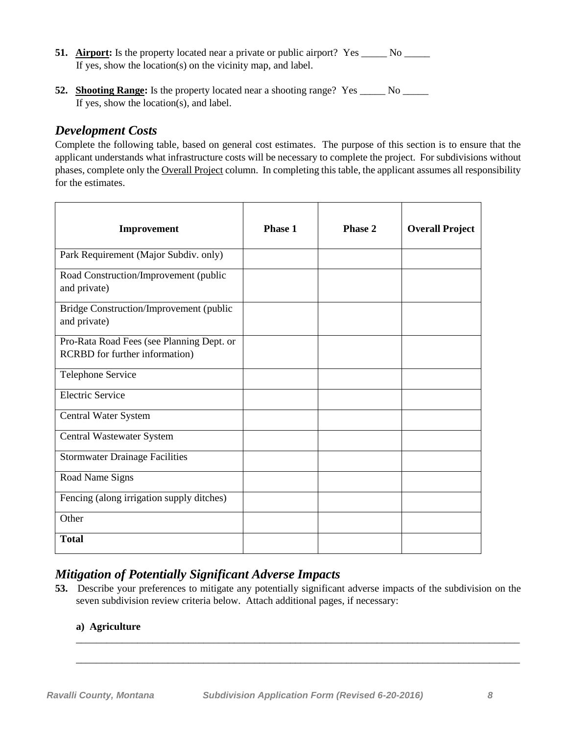**51. Airport:** Is the property located near a private or public airport? Yes _____ No _____
If yes, show the location(s) on the vicinity map, and label.

**52. Shooting Range:** Is the property located near a shooting range? Yes _____ No _____
If yes, show the location(s), and label.

## *Development Costs*

Complete the following table, based on general cost estimates. The purpose of this section is to ensure that the applicant understands what infrastructure costs will be necessary to complete the project. For subdivisions without phases, complete only the Overall Project column. In completing this table, the applicant assumes all responsibility for the estimates.

| Improvement | Phase 1 | Phase 2 | Overall Project |
|---|---|---|---|
| Park Requirement (Major Subdiv. only) | | | |
| Road Construction/Improvement (public and private) | | | |
| Bridge Construction/Improvement (public and private) | | | |
| Pro-Rata Road Fees (see Planning Dept. or RCRBD for further information) | | | |
| Telephone Service | | | |
| Electric Service | | | |
| Central Water System | | | |
| Central Wastewater System | | | |
| Stormwater Drainage Facilities | | | |
| Road Name Signs | | | |
| Fencing (along irrigation supply ditches) | | | |
| Other | | | |
| **Total** | | | |

## *Mitigation of Potentially Significant Adverse Impacts*

**53.** Describe your preferences to mitigate any potentially significant adverse impacts of the subdivision on the seven subdivision review criteria below. Attach additional pages, if necessary:

**a) Agriculture**

_______________________________________________________________________________________

_______________________________________________________________________________________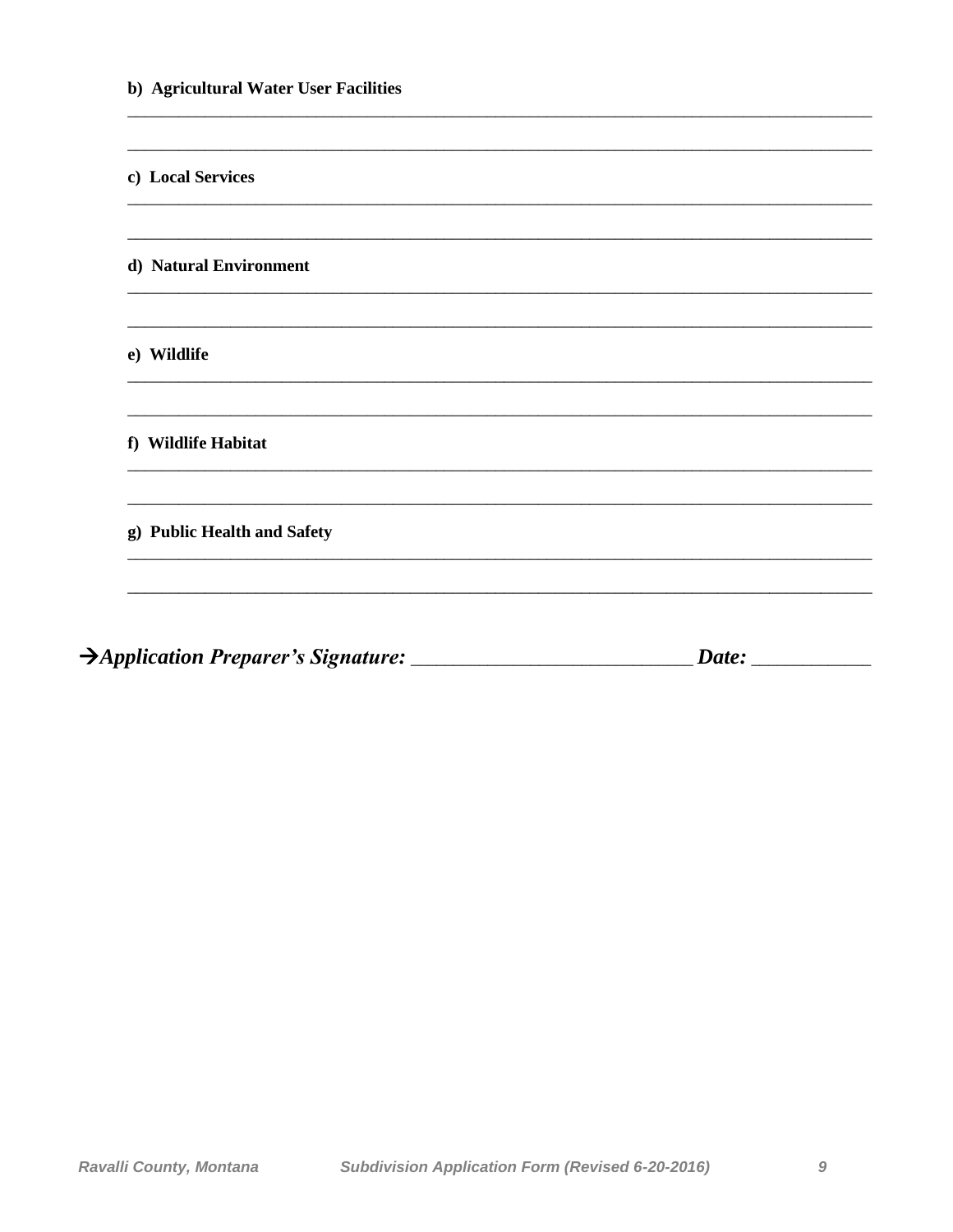**b) Agricultural Water User Facilities**

_______________________________________________________________________________

_______________________________________________________________________________

**c) Local Services**

_______________________________________________________________________________

_______________________________________________________________________________

**d) Natural Environment**

_______________________________________________________________________________

_______________________________________________________________________________

**e) Wildlife**

_______________________________________________________________________________

_______________________________________________________________________________

**f) Wildlife Habitat**

_______________________________________________________________________________

_______________________________________________________________________________

**g) Public Health and Safety**

_______________________________________________________________________________

_______________________________________________________________________________

→***Application Preparer's Signature:*** ___________________________ ***Date:*** ___________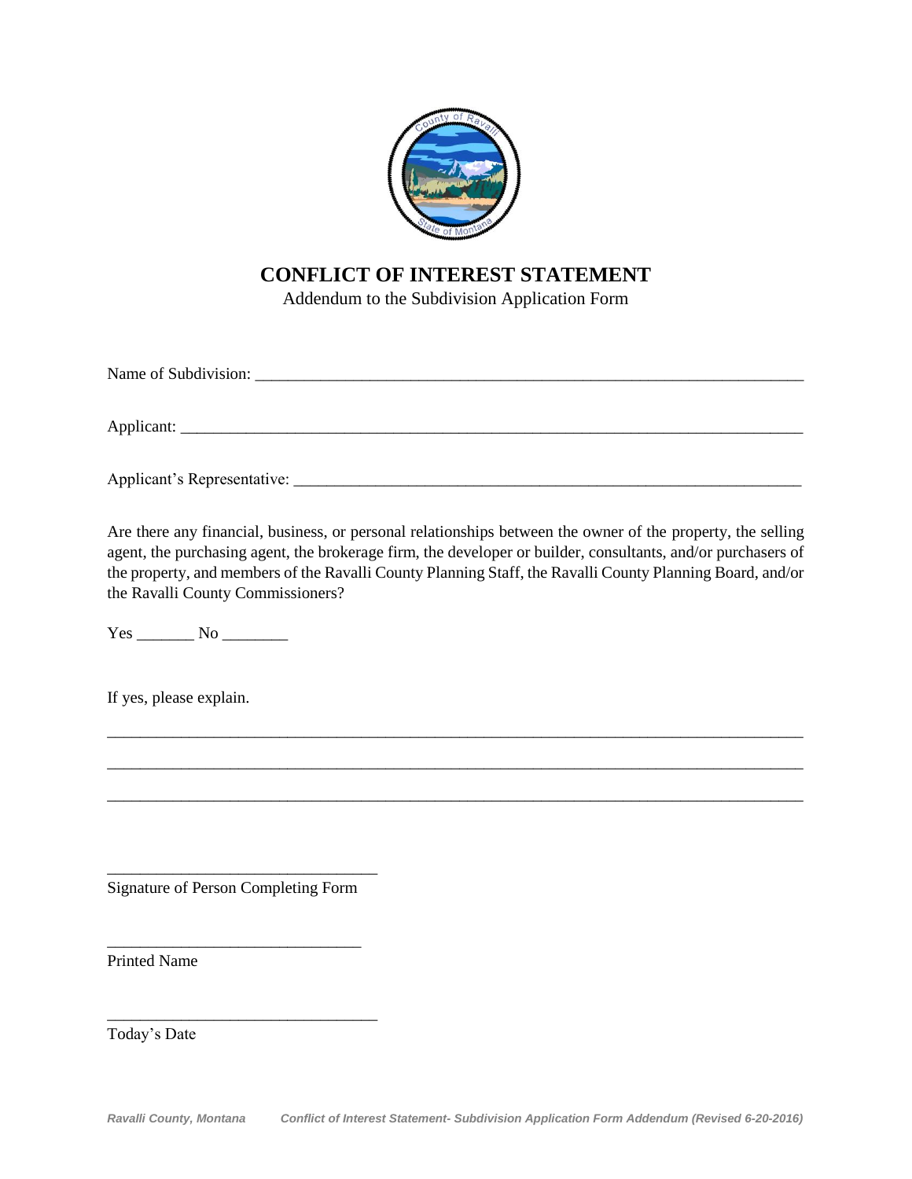# CONFLICT OF INTEREST STATEMENT

Addendum to the Subdivision Application Form

Name of Subdivision: ____________________________________________________________________

Applicant: ______________________________________________________________________________

Applicant's Representative: _________________________________________________________________

Are there any financial, business, or personal relationships between the owner of the property, the selling agent, the purchasing agent, the brokerage firm, the developer or builder, consultants, and/or purchasers of the property, and members of the Ravalli County Planning Staff, the Ravalli County Planning Board, and/or the Ravalli County Commissioners?

Yes _______ No ________

If yes, please explain.

_________________________________________________________________________________________

_________________________________________________________________________________________

_________________________________________________________________________________________

_________________________________

Signature of Person Completing Form

_______________________________

Printed Name

_________________________________

Today's Date